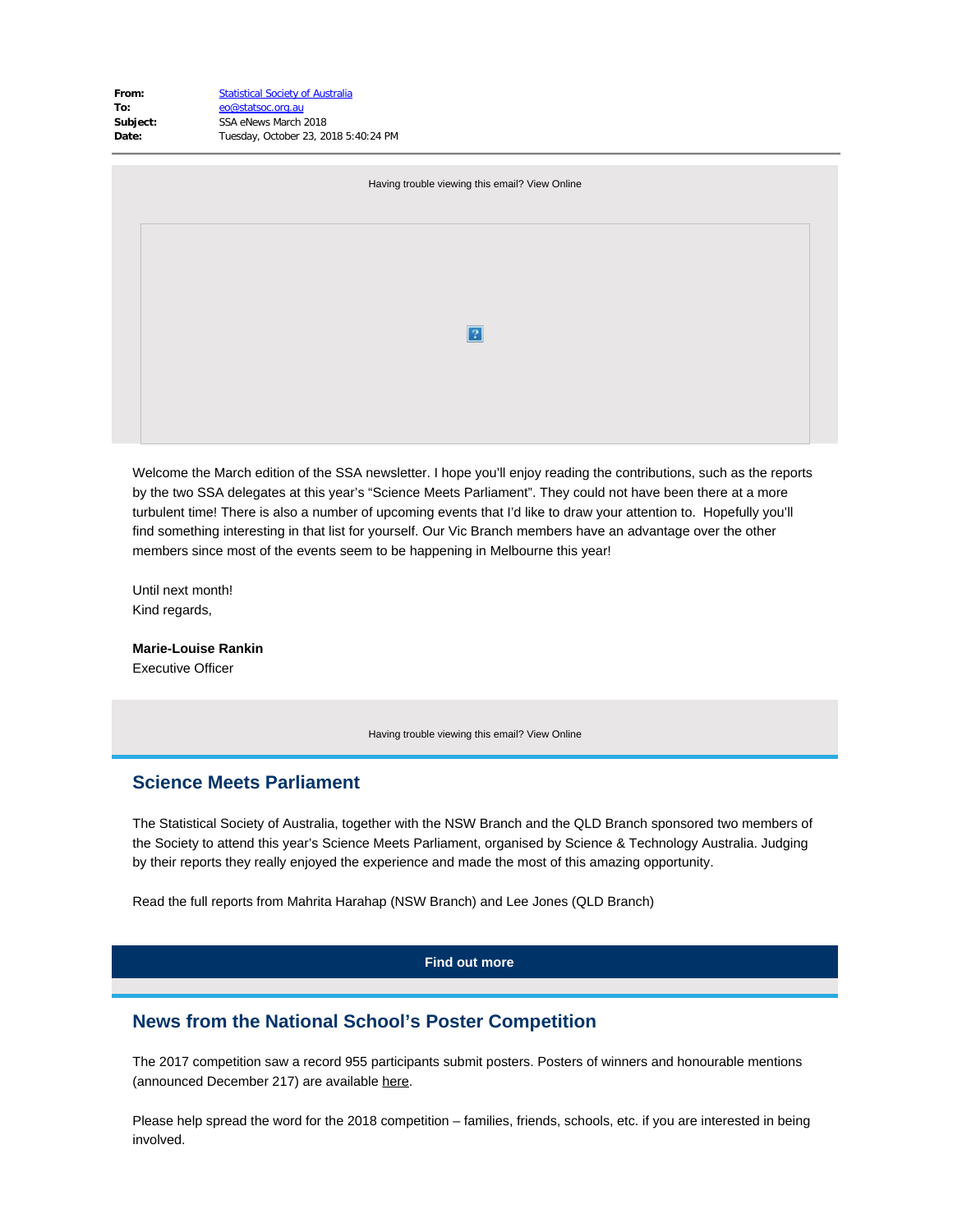**From:** Statistical Society of Australia
**To:** eo@statsoc.org.au
**Subject:** SSA eNews March 2018
**Date:** Tuesday, October 23, 2018 5:40:24 PM

Having trouble viewing this email? View Online

Welcome the March edition of the SSA newsletter. I hope you'll enjoy reading the contributions, such as the reports by the two SSA delegates at this year's "Science Meets Parliament". They could not have been there at a more turbulent time! There is also a number of upcoming events that I'd like to draw your attention to. Hopefully you'll find something interesting in that list for yourself. Our Vic Branch members have an advantage over the other members since most of the events seem to be happening in Melbourne this year!

Until next month!
Kind regards,

**Marie-Louise Rankin**
Executive Officer

Having trouble viewing this email? View Online

## Science Meets Parliament

The Statistical Society of Australia, together with the NSW Branch and the QLD Branch sponsored two members of the Society to attend this year's Science Meets Parliament, organised by Science & Technology Australia. Judging by their reports they really enjoyed the experience and made the most of this amazing opportunity.

Read the full reports from Mahrita Harahap (NSW Branch) and Lee Jones (QLD Branch)

**Find out more**

## News from the National School's Poster Competition

The 2017 competition saw a record 955 participants submit posters. Posters of winners and honourable mentions (announced December 217) are available here.

Please help spread the word for the 2018 competition – families, friends, schools, etc. if you are interested in being involved.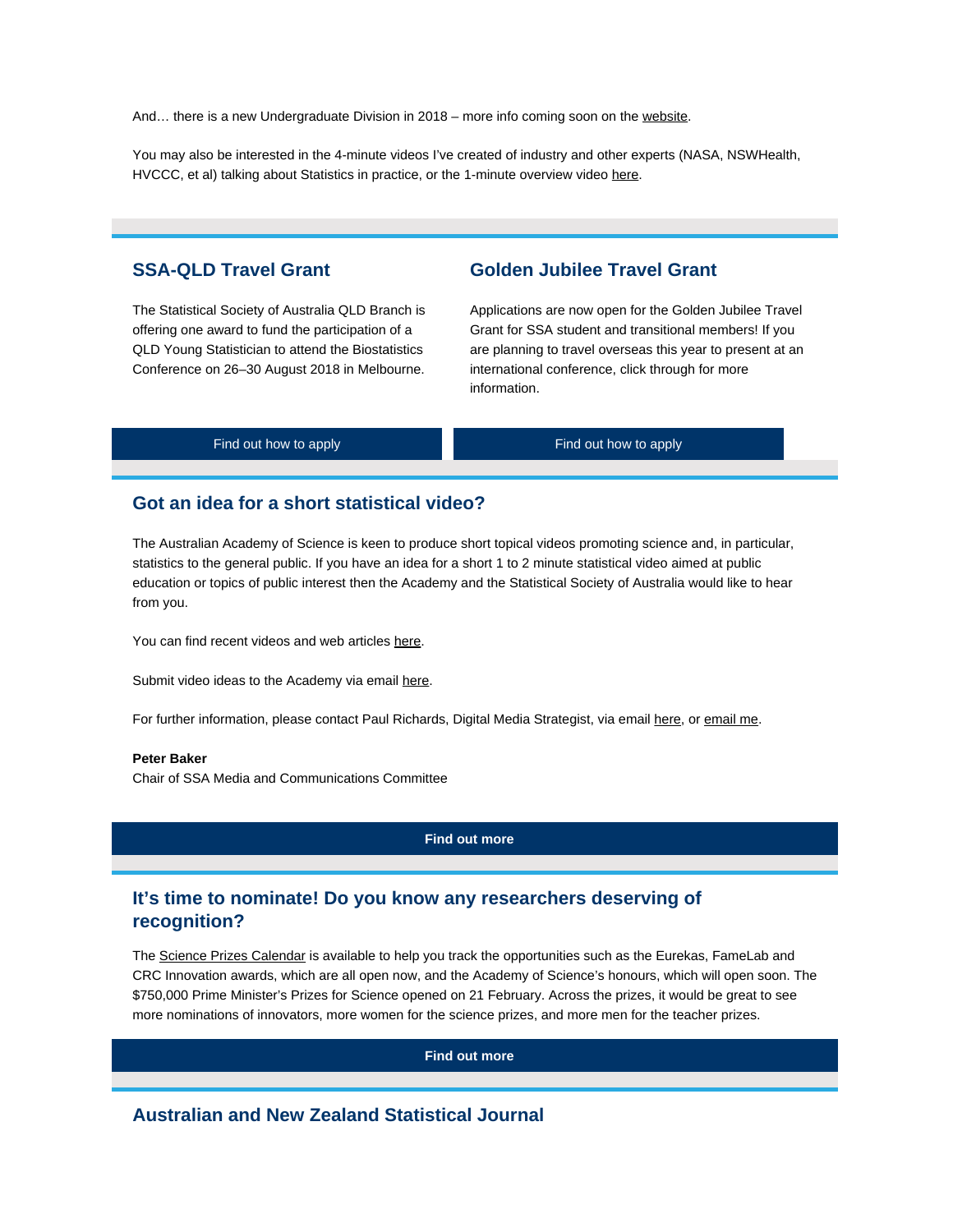And… there is a new Undergraduate Division in 2018 – more info coming soon on the website.

You may also be interested in the 4-minute videos I've created of industry and other experts (NASA, NSWHealth, HVCCC, et al) talking about Statistics in practice, or the 1-minute overview video here.

## SSA-QLD Travel Grant

The Statistical Society of Australia QLD Branch is offering one award to fund the participation of a QLD Young Statistician to attend the Biostatistics Conference on 26–30 August 2018 in Melbourne.

Find out how to apply

## Golden Jubilee Travel Grant

Applications are now open for the Golden Jubilee Travel Grant for SSA student and transitional members! If you are planning to travel overseas this year to present at an international conference, click through for more information.

Find out how to apply

## Got an idea for a short statistical video?

The Australian Academy of Science is keen to produce short topical videos promoting science and, in particular, statistics to the general public. If you have an idea for a short 1 to 2 minute statistical video aimed at public education or topics of public interest then the Academy and the Statistical Society of Australia would like to hear from you.

You can find recent videos and web articles here.

Submit video ideas to the Academy via email here.

For further information, please contact Paul Richards, Digital Media Strategist, via email here, or email me.

**Peter Baker**
Chair of SSA Media and Communications Committee

**Find out more**

## It's time to nominate! Do you know any researchers deserving of recognition?

The Science Prizes Calendar is available to help you track the opportunities such as the Eurekas, FameLab and CRC Innovation awards, which are all open now, and the Academy of Science's honours, which will open soon. The $750,000 Prime Minister's Prizes for Science opened on 21 February. Across the prizes, it would be great to see more nominations of innovators, more women for the science prizes, and more men for the teacher prizes.

**Find out more**

## Australian and New Zealand Statistical Journal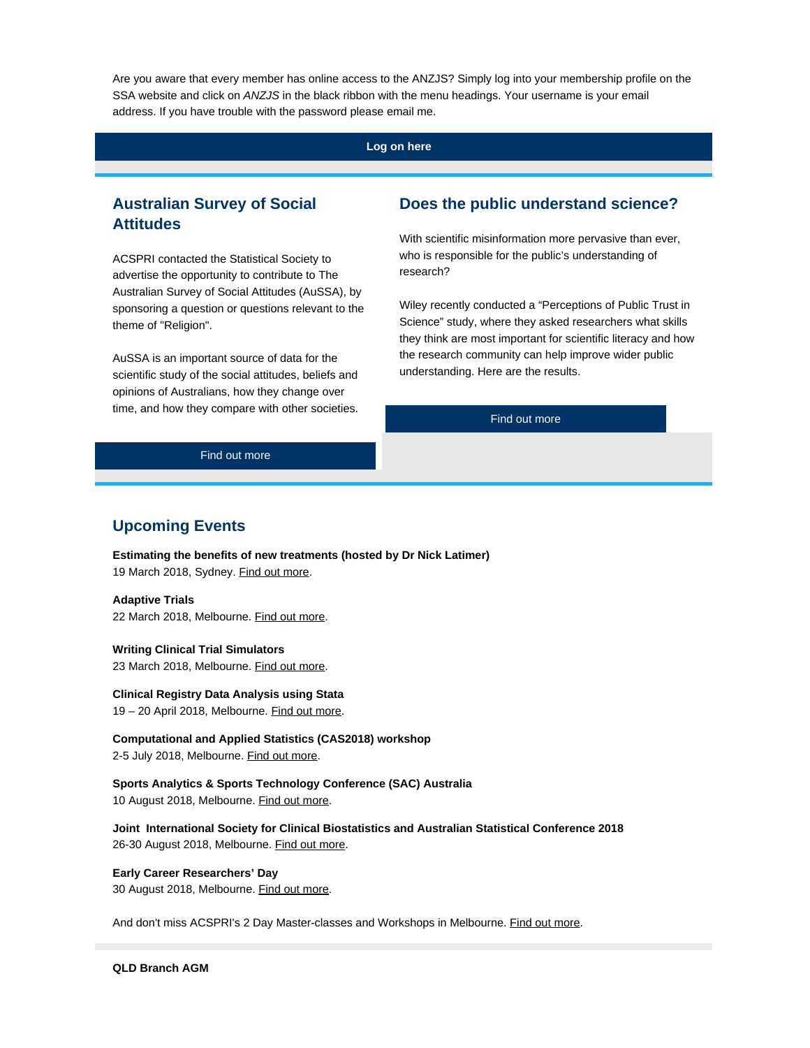Are you aware that every member has online access to the ANZJS? Simply log into your membership profile on the SSA website and click on *ANZJS* in the black ribbon with the menu headings. Your username is your email address. If you have trouble with the password please email me.

**Log on here**

## Australian Survey of Social Attitudes

ACSPRI contacted the Statistical Society to advertise the opportunity to contribute to The Australian Survey of Social Attitudes (AuSSA), by sponsoring a question or questions relevant to the theme of "Religion".

AuSSA is an important source of data for the scientific study of the social attitudes, beliefs and opinions of Australians, how they change over time, and how they compare with other societies.

Find out more

## Does the public understand science?

With scientific misinformation more pervasive than ever, who is responsible for the public's understanding of research?

Wiley recently conducted a "Perceptions of Public Trust in Science" study, where they asked researchers what skills they think are most important for scientific literacy and how the research community can help improve wider public understanding. Here are the results.

Find out more

## Upcoming Events

**Estimating the benefits of new treatments (hosted by Dr Nick Latimer)**
19 March 2018, Sydney. Find out more.

**Adaptive Trials**
22 March 2018, Melbourne. Find out more.

**Writing Clinical Trial Simulators**
23 March 2018, Melbourne. Find out more.

**Clinical Registry Data Analysis using Stata**
19 – 20 April 2018, Melbourne. Find out more.

**Computational and Applied Statistics (CAS2018) workshop**
2-5 July 2018, Melbourne. Find out more.

**Sports Analytics & Sports Technology Conference (SAC) Australia**
10 August 2018, Melbourne. Find out more.

**Joint International Society for Clinical Biostatistics and Australian Statistical Conference 2018**
26-30 August 2018, Melbourne. Find out more.

**Early Career Researchers' Day**
30 August 2018, Melbourne. Find out more.

And don't miss ACSPRI's 2 Day Master-classes and Workshops in Melbourne. Find out more.

**QLD Branch AGM**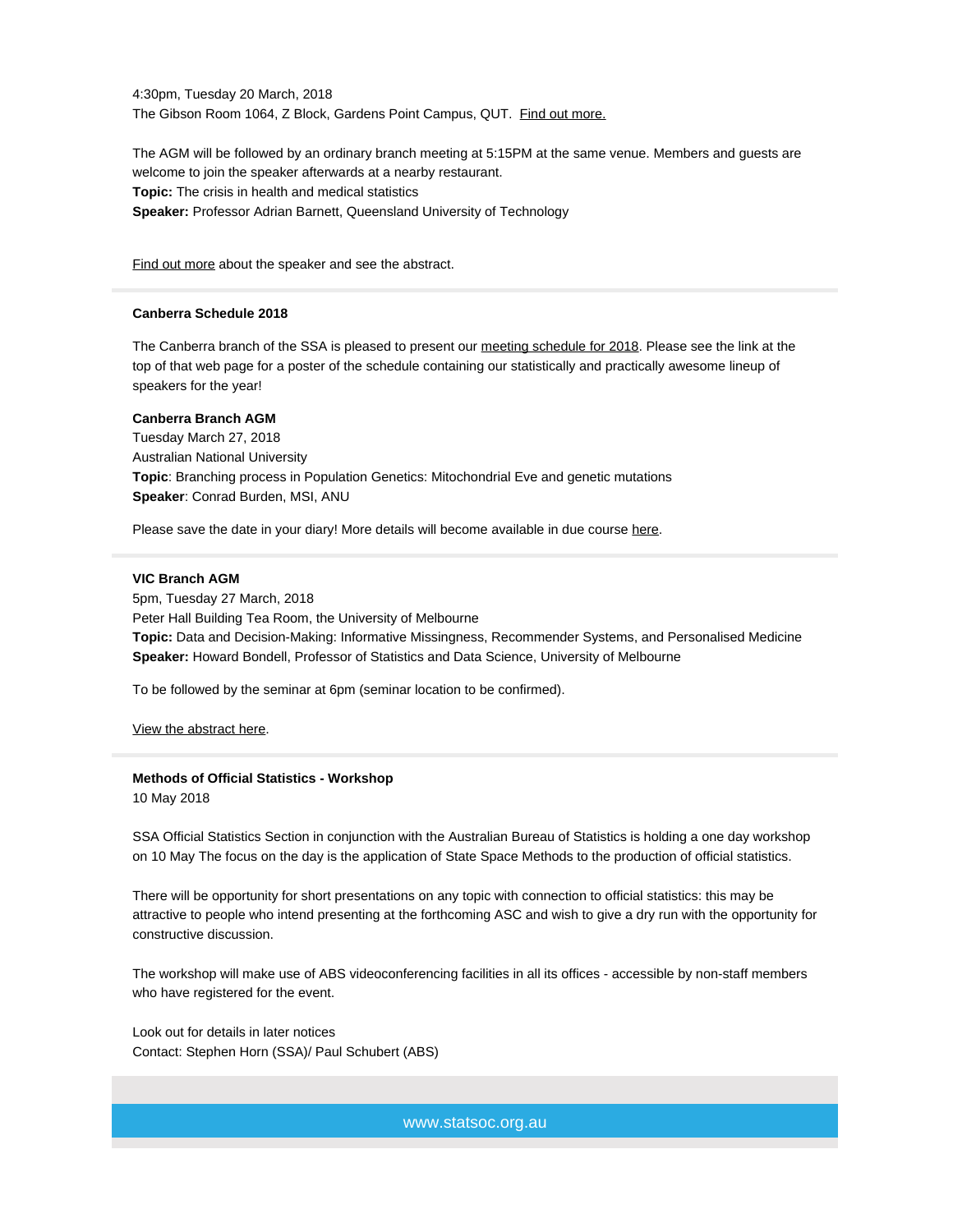4:30pm, Tuesday 20 March, 2018
The Gibson Room 1064, Z Block, Gardens Point Campus, QUT. Find out more.

The AGM will be followed by an ordinary branch meeting at 5:15PM at the same venue. Members and guests are welcome to join the speaker afterwards at a nearby restaurant.
**Topic:** The crisis in health and medical statistics
**Speaker:** Professor Adrian Barnett, Queensland University of Technology

Find out more about the speaker and see the abstract.

---

**Canberra Schedule 2018**

The Canberra branch of the SSA is pleased to present our meeting schedule for 2018. Please see the link at the top of that web page for a poster of the schedule containing our statistically and practically awesome lineup of speakers for the year!

**Canberra Branch AGM**
Tuesday March 27, 2018
Australian National University
**Topic**: Branching process in Population Genetics: Mitochondrial Eve and genetic mutations
**Speaker**: Conrad Burden, MSI, ANU

Please save the date in your diary! More details will become available in due course here.

---

**VIC Branch AGM**
5pm, Tuesday 27 March, 2018
Peter Hall Building Tea Room, the University of Melbourne
**Topic:** Data and Decision-Making: Informative Missingness, Recommender Systems, and Personalised Medicine
**Speaker:** Howard Bondell, Professor of Statistics and Data Science, University of Melbourne

To be followed by the seminar at 6pm (seminar location to be confirmed).

View the abstract here.

---

**Methods of Official Statistics - Workshop**
10 May 2018

SSA Official Statistics Section in conjunction with the Australian Bureau of Statistics is holding a one day workshop on 10 May The focus on the day is the application of State Space Methods to the production of official statistics.

There will be opportunity for short presentations on any topic with connection to official statistics: this may be attractive to people who intend presenting at the forthcoming ASC and wish to give a dry run with the opportunity for constructive discussion.

The workshop will make use of ABS videoconferencing facilities in all its offices - accessible by non-staff members who have registered for the event.

Look out for details in later notices
Contact: Stephen Horn (SSA)/ Paul Schubert (ABS)

www.statsoc.org.au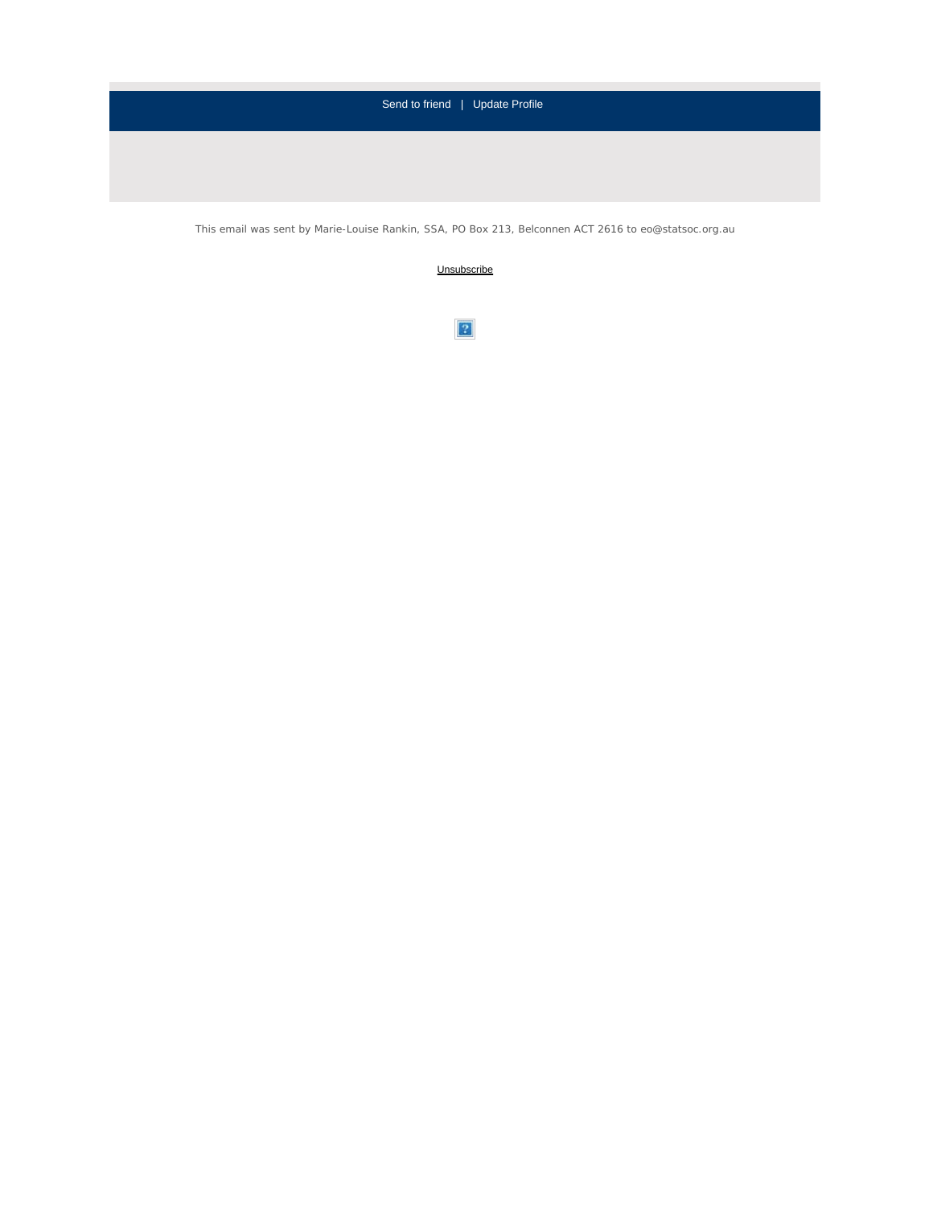Send to friend | Update Profile

This email was sent by Marie-Louise Rankin, SSA, PO Box 213, Belconnen ACT 2616 to eo@statsoc.org.au

Unsubscribe